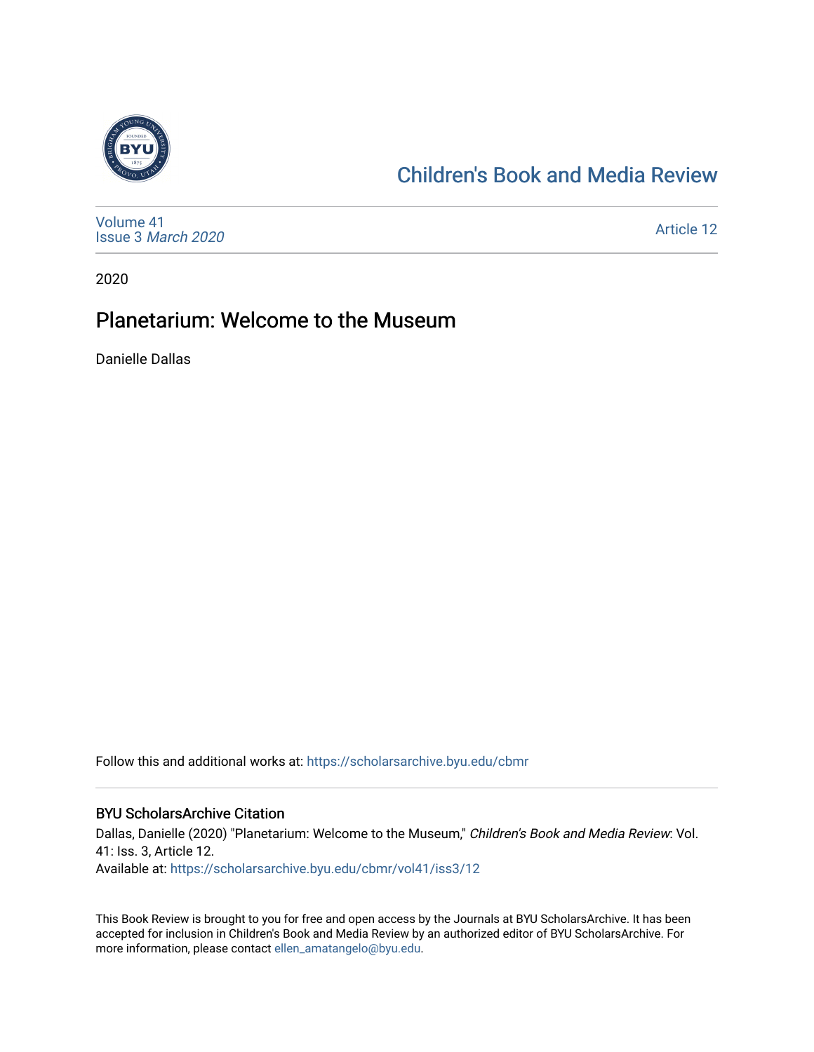[Children's Book and Media Review](https://scholarsarchive.byu.edu/cbmr)

Volume 41
Issue 3 *March 2020*

Article 12

2020

# Planetarium: Welcome to the Museum

Danielle Dallas

Follow this and additional works at: https://scholarsarchive.byu.edu/cbmr

## BYU ScholarsArchive Citation

Dallas, Danielle (2020) "Planetarium: Welcome to the Museum," *Children's Book and Media Review*: Vol. 41: Iss. 3, Article 12.
Available at: https://scholarsarchive.byu.edu/cbmr/vol41/iss3/12

This Book Review is brought to you for free and open access by the Journals at BYU ScholarsArchive. It has been accepted for inclusion in Children's Book and Media Review by an authorized editor of BYU ScholarsArchive. For more information, please contact ellen_amatangelo@byu.edu.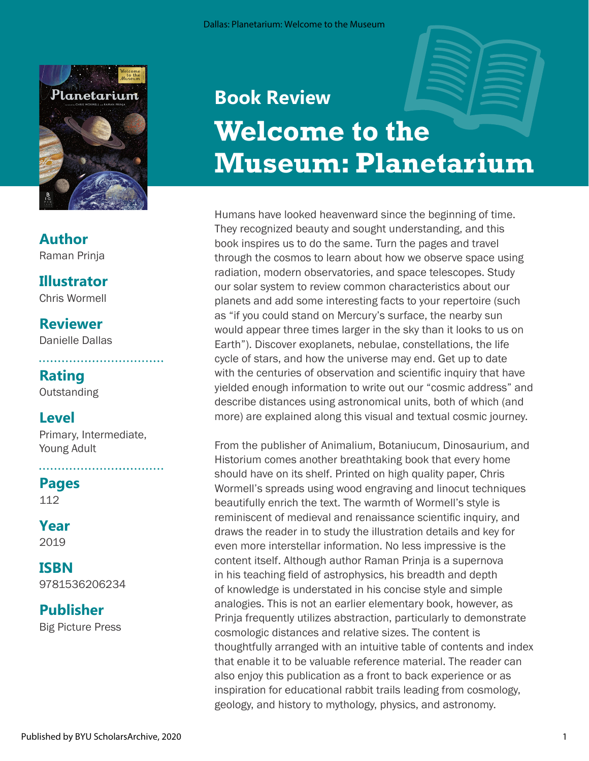## Book Review

# Welcome to the Museum: Planetarium

**Author**
Raman Prinja

**Illustrator**
Chris Wormell

**Reviewer**
Danielle Dallas

**Rating**
Outstanding

**Level**
Primary, Intermediate, Young Adult

**Pages**
112

**Year**
2019

**ISBN**
9781536206234

**Publisher**
Big Picture Press

Humans have looked heavenward since the beginning of time. They recognized beauty and sought understanding, and this book inspires us to do the same. Turn the pages and travel through the cosmos to learn about how we observe space using radiation, modern observatories, and space telescopes. Study our solar system to review common characteristics about our planets and add some interesting facts to your repertoire (such as "if you could stand on Mercury's surface, the nearby sun would appear three times larger in the sky than it looks to us on Earth"). Discover exoplanets, nebulae, constellations, the life cycle of stars, and how the universe may end. Get up to date with the centuries of observation and scientific inquiry that have yielded enough information to write out our "cosmic address" and describe distances using astronomical units, both of which (and more) are explained along this visual and textual cosmic journey.

From the publisher of Animalium, Botaniucum, Dinosaurium, and Historium comes another breathtaking book that every home should have on its shelf. Printed on high quality paper, Chris Wormell's spreads using wood engraving and linocut techniques beautifully enrich the text. The warmth of Wormell's style is reminiscent of medieval and renaissance scientific inquiry, and draws the reader in to study the illustration details and key for even more interstellar information. No less impressive is the content itself. Although author Raman Prinja is a supernova in his teaching field of astrophysics, his breadth and depth of knowledge is understated in his concise style and simple analogies. This is not an earlier elementary book, however, as Prinja frequently utilizes abstraction, particularly to demonstrate cosmologic distances and relative sizes. The content is thoughtfully arranged with an intuitive table of contents and index that enable it to be valuable reference material. The reader can also enjoy this publication as a front to back experience or as inspiration for educational rabbit trails leading from cosmology, geology, and history to mythology, physics, and astronomy.